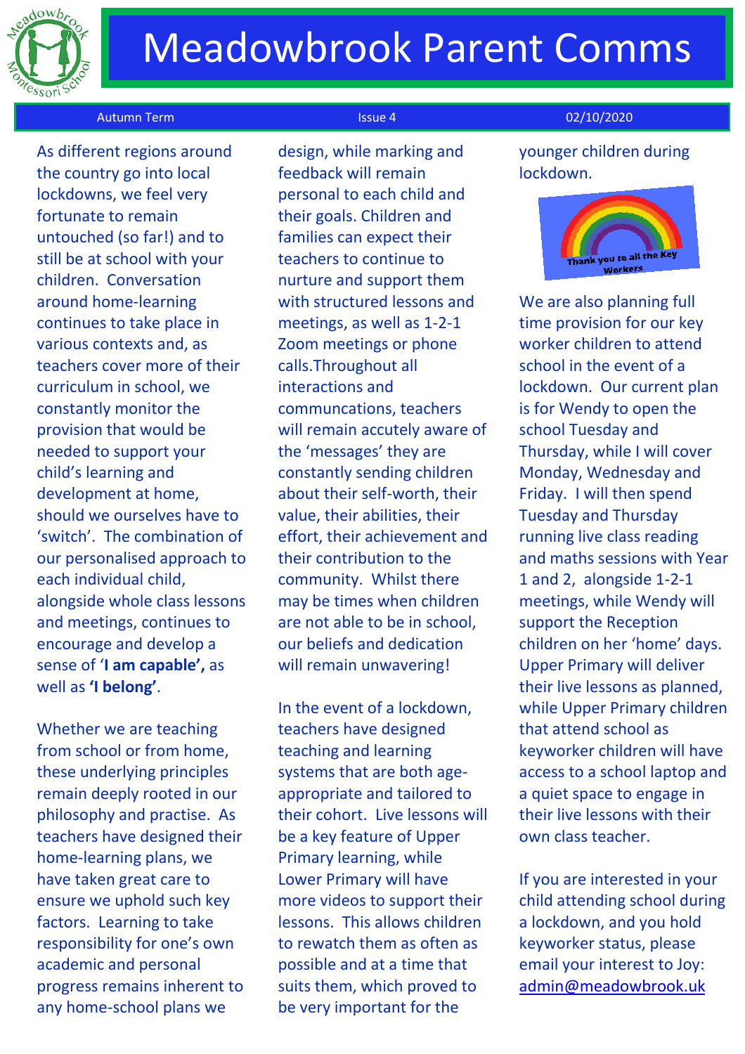# Meadowbrook Parent Comms

Autumn Term | Issue 4 | 02/10/2020

As different regions around the country go into local lockdowns, we feel very fortunate to remain untouched (so far!) and to still be at school with your children. Conversation around home-learning continues to take place in various contexts and, as teachers cover more of their curriculum in school, we constantly monitor the provision that would be needed to support your child's learning and development at home, should we ourselves have to 'switch'. The combination of our personalised approach to each individual child, alongside whole class lessons and meetings, continues to encourage and develop a sense of '**I am capable'**, as well as **'I belong'**.

Whether we are teaching from school or from home, these underlying principles remain deeply rooted in our philosophy and practise. As teachers have designed their home-learning plans, we have taken great care to ensure we uphold such key factors. Learning to take responsibility for one's own academic and personal progress remains inherent to any home-school plans we design, while marking and feedback will remain personal to each child and their goals. Children and families can expect their teachers to continue to nurture and support them with structured lessons and meetings, as well as 1-2-1 Zoom meetings or phone calls.Throughout all interactions and communcations, teachers will remain accutely aware of the 'messages' they are constantly sending children about their self-worth, their value, their abilities, their effort, their achievement and their contribution to the community. Whilst there may be times when children are not able to be in school, our beliefs and dedication will remain unwavering!

In the event of a lockdown, teachers have designed teaching and learning systems that are both age-appropriate and tailored to their cohort. Live lessons will be a key feature of Upper Primary learning, while Lower Primary will have more videos to support their lessons. This allows children to rewatch them as often as possible and at a time that suits them, which proved to be very important for the younger children during lockdown.

Thank you to all the Key Workers

We are also planning full time provision for our key worker children to attend school in the event of a lockdown. Our current plan is for Wendy to open the school Tuesday and Thursday, while I will cover Monday, Wednesday and Friday. I will then spend Tuesday and Thursday running live class reading and maths sessions with Year 1 and 2, alongside 1-2-1 meetings, while Wendy will support the Reception children on her 'home' days. Upper Primary will deliver their live lessons as planned, while Upper Primary children that attend school as keyworker children will have access to a school laptop and a quiet space to engage in their live lessons with their own class teacher.

If you are interested in your child attending school during a lockdown, and you hold keyworker status, please email your interest to Joy: admin@meadowbrook.uk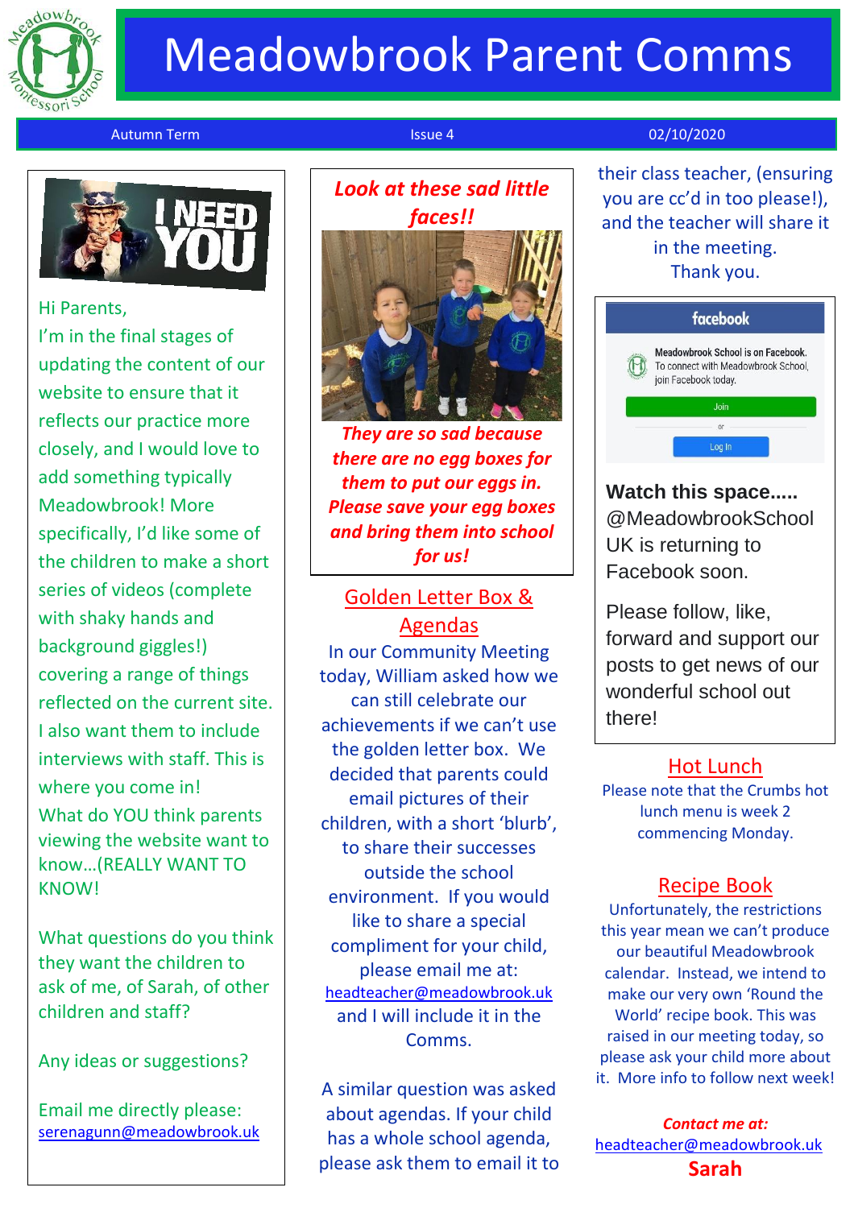# Meadowbrook Parent Comms

Autumn Term | Issue 4 | 02/10/2020

I NEED YOU

Hi Parents,

I'm in the final stages of updating the content of our website to ensure that it reflects our practice more closely, and I would love to add something typically Meadowbrook! More specifically, I'd like some of the children to make a short series of videos (complete with shaky hands and background giggles!) covering a range of things reflected on the current site. I also want them to include interviews with staff. This is where you come in!

What do YOU think parents viewing the website want to know…(REALLY WANT TO KNOW!

What questions do you think they want the children to ask of me, of Sarah, of other children and staff?

Any ideas or suggestions?

Email me directly please: serenagunn@meadowbrook.uk

***Look at these sad little faces!!***

***They are so sad because there are no egg boxes for them to put our eggs in. Please save your egg boxes and bring them into school for us!***

## Golden Letter Box & Agendas

In our Community Meeting today, William asked how we can still celebrate our achievements if we can't use the golden letter box. We decided that parents could email pictures of their children, with a short 'blurb', to share their successes outside the school environment. If you would like to share a special compliment for your child, please email me at: headteacher@meadowbrook.uk and I will include it in the Comms.

A similar question was asked about agendas. If your child has a whole school agenda, please ask them to email it to their class teacher, (ensuring you are cc'd in too please!), and the teacher will share it in the meeting.

Thank you.

facebook

Meadowbrook School is on Facebook.
To connect with Meadowbrook School, join Facebook today.

Join

or

Log In

**Watch this space.....**
@MeadowbrookSchoolUK is returning to Facebook soon.

Please follow, like, forward and support our posts to get news of our wonderful school out there!

## Hot Lunch

Please note that the Crumbs hot lunch menu is week 2 commencing Monday.

## Recipe Book

Unfortunately, the restrictions this year mean we can't produce our beautiful Meadowbrook calendar. Instead, we intend to make our very own 'Round the World' recipe book. This was raised in our meeting today, so please ask your child more about it. More info to follow next week!

***Contact me at:***
headteacher@meadowbrook.uk

**Sarah**